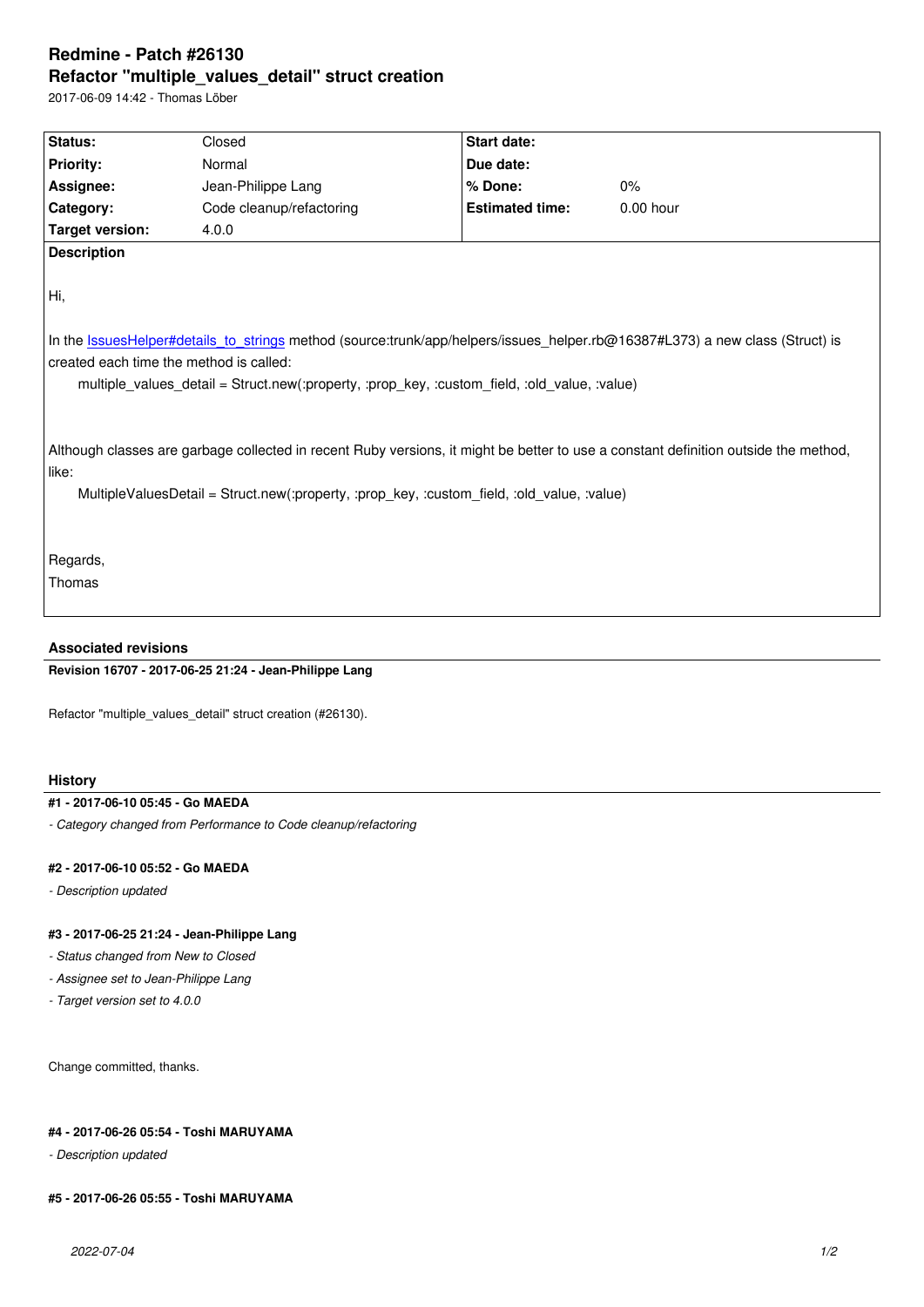# Redmine - Patch #26130

## Refactor "multiple_values_detail" struct creation

2017-06-09 14:42 - Thomas Löber

| Status: | Closed | Start date: | |
|---|---|---|---|
| Priority: | Normal | Due date: | |
| Assignee: | Jean-Philippe Lang | % Done: | 0% |
| Category: | Code cleanup/refactoring | Estimated time: | 0.00 hour |
| Target version: | 4.0.0 | | |

**Description**

Hi,

In the IssuesHelper#details_to_strings method (source:trunk/app/helpers/issues_helper.rb@16387#L373) a new class (Struct) is created each time the method is called:

```
multiple_values_detail = Struct.new(:property, :prop_key, :custom_field, :old_value, :value)
```

Although classes are garbage collected in recent Ruby versions, it might be better to use a constant definition outside the method, like:

```
MultipleValuesDetail = Struct.new(:property, :prop_key, :custom_field, :old_value, :value)
```

Regards,
Thomas

### Associated revisions

**Revision 16707 - 2017-06-25 21:24 - Jean-Philippe Lang**

Refactor "multiple_values_detail" struct creation (#26130).

### History

**#1 - 2017-06-10 05:45 - Go MAEDA**

*- Category changed from Performance to Code cleanup/refactoring*

**#2 - 2017-06-10 05:52 - Go MAEDA**

*- Description updated*

**#3 - 2017-06-25 21:24 - Jean-Philippe Lang**

*- Status changed from New to Closed*
*- Assignee set to Jean-Philippe Lang*
*- Target version set to 4.0.0*

Change committed, thanks.

**#4 - 2017-06-26 05:54 - Toshi MARUYAMA**

*- Description updated*

**#5 - 2017-06-26 05:55 - Toshi MARUYAMA**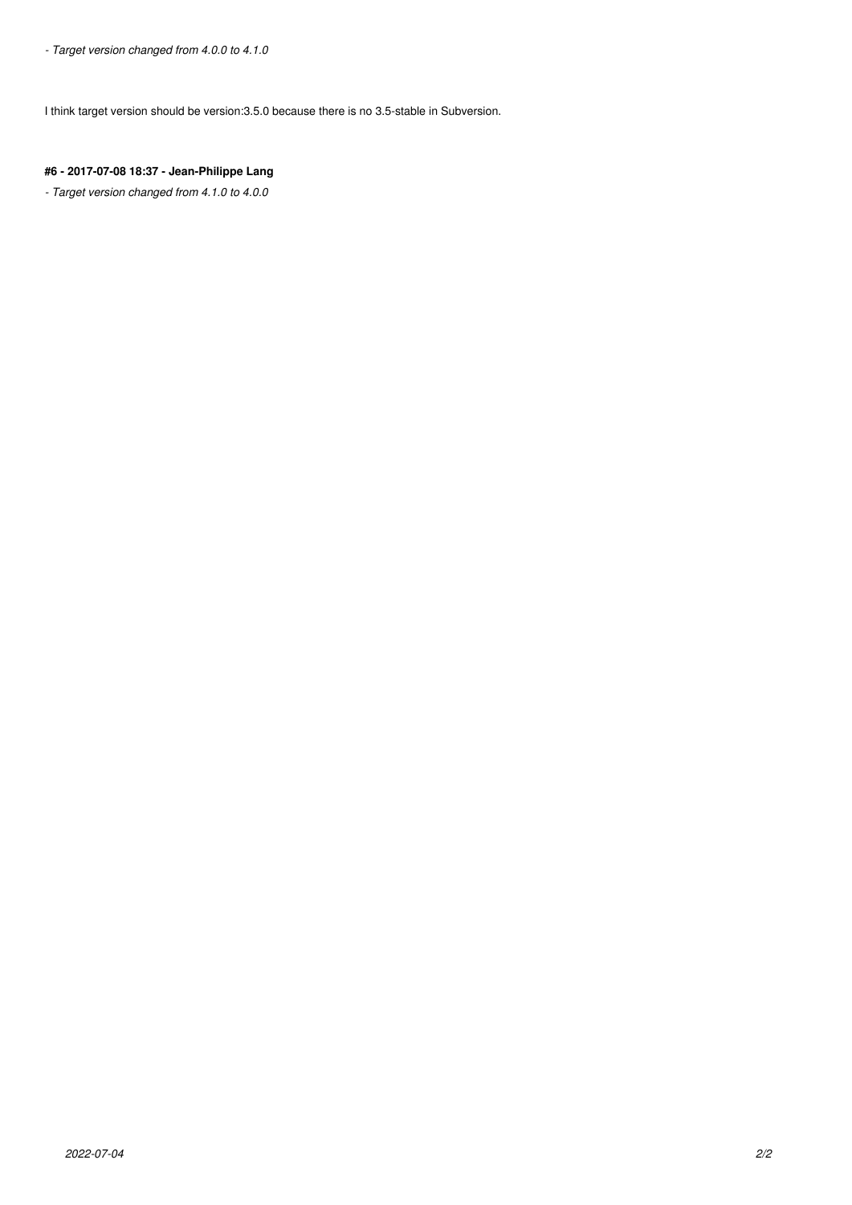*- Target version changed from 4.0.0 to 4.1.0*

I think target version should be version:3.5.0 because there is no 3.5-stable in Subversion.

#### #6 - 2017-07-08 18:37 - Jean-Philippe Lang

*- Target version changed from 4.1.0 to 4.0.0*